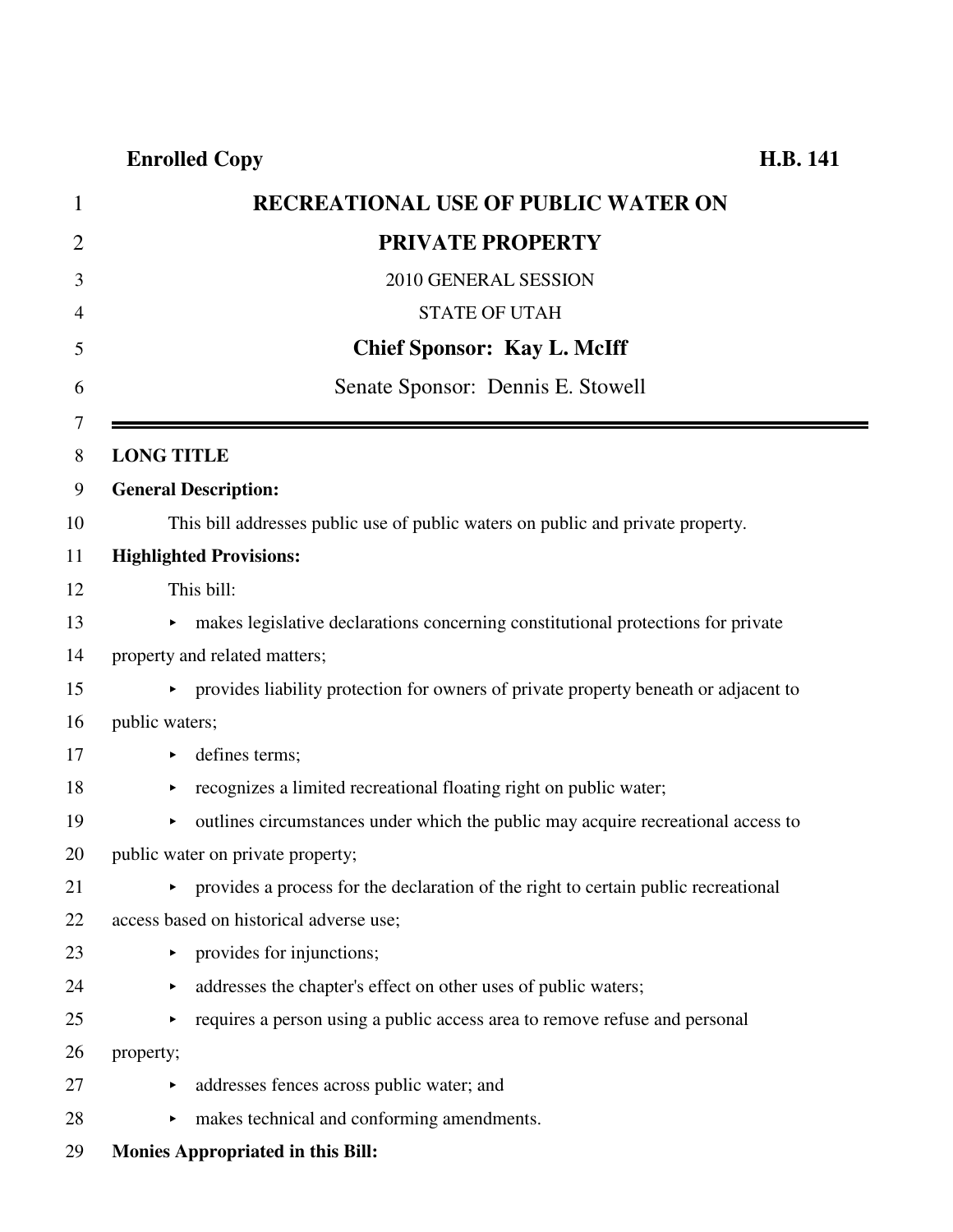**Enrolled Copy** **H.B. 141**

# RECREATIONAL USE OF PUBLIC WATER ON PRIVATE PROPERTY

2010 GENERAL SESSION

STATE OF UTAH

**Chief Sponsor: Kay L. McIff**

Senate Sponsor: Dennis E. Stowell

---

**LONG TITLE**

**General Description:**

This bill addresses public use of public waters on public and private property.

**Highlighted Provisions:**

This bill:

- makes legislative declarations concerning constitutional protections for private property and related matters;
- provides liability protection for owners of private property beneath or adjacent to public waters;
- defines terms;
- recognizes a limited recreational floating right on public water;
- outlines circumstances under which the public may acquire recreational access to public water on private property;
- provides a process for the declaration of the right to certain public recreational access based on historical adverse use;
- provides for injunctions;
- addresses the chapter's effect on other uses of public waters;
- requires a person using a public access area to remove refuse and personal property;
- addresses fences across public water; and
- makes technical and conforming amendments.

**Monies Appropriated in this Bill:**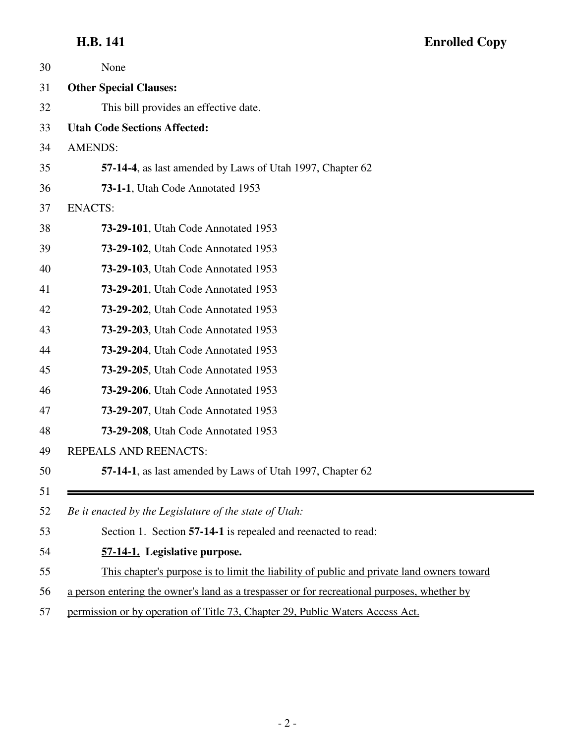None

**Other Special Clauses:**

This bill provides an effective date.

**Utah Code Sections Affected:**

AMENDS:

**57-14-4**, as last amended by Laws of Utah 1997, Chapter 62

**73-1-1**, Utah Code Annotated 1953

ENACTS:

**73-29-101**, Utah Code Annotated 1953

**73-29-102**, Utah Code Annotated 1953

**73-29-103**, Utah Code Annotated 1953

**73-29-201**, Utah Code Annotated 1953

**73-29-202**, Utah Code Annotated 1953

**73-29-203**, Utah Code Annotated 1953

**73-29-204**, Utah Code Annotated 1953

**73-29-205**, Utah Code Annotated 1953

**73-29-206**, Utah Code Annotated 1953

**73-29-207**, Utah Code Annotated 1953

**73-29-208**, Utah Code Annotated 1953

REPEALS AND REENACTS:

**57-14-1**, as last amended by Laws of Utah 1997, Chapter 62

---

*Be it enacted by the Legislature of the state of Utah:*

Section 1. Section **57-14-1** is repealed and reenacted to read:

**57-14-1. Legislative purpose.**

This chapter's purpose is to limit the liability of public and private land owners toward a person entering the owner's land as a trespasser or for recreational purposes, whether by permission or by operation of Title 73, Chapter 29, Public Waters Access Act.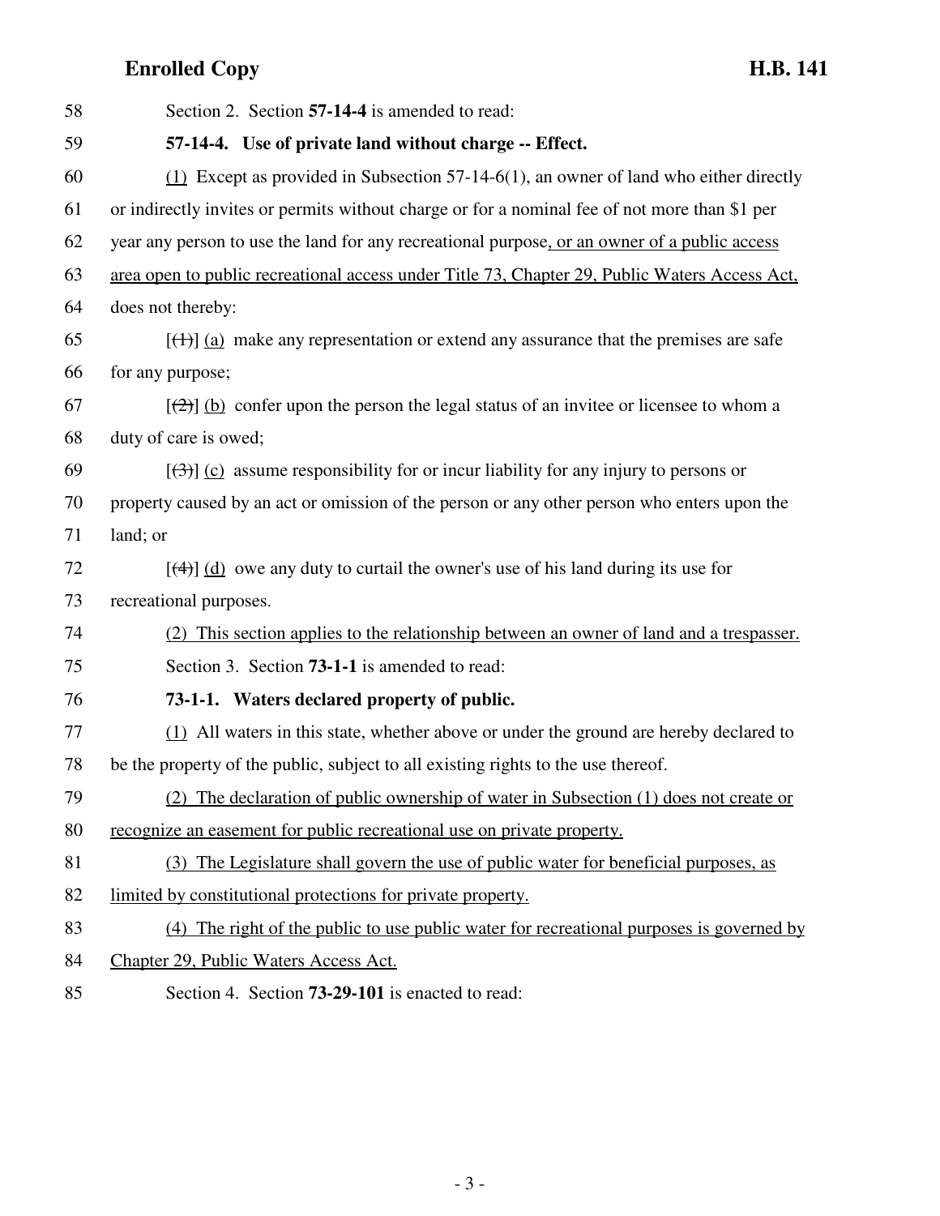Section 2. Section **57-14-4** is amended to read:

**57-14-4. Use of private land without charge -- Effect.**

<u>(1)</u> Except as provided in Subsection 57-14-6(1), an owner of land who either directly or indirectly invites or permits without charge or for a nominal fee of not more than $1 per year any person to use the land for any recreational purpose<u>, or an owner of a public access area open to public recreational access under Title 73, Chapter 29, Public Waters Access Act,</u> does not thereby:

[~~(1)~~] <u>(a)</u> make any representation or extend any assurance that the premises are safe for any purpose;

[~~(2)~~] <u>(b)</u> confer upon the person the legal status of an invitee or licensee to whom a duty of care is owed;

[~~(3)~~] <u>(c)</u> assume responsibility for or incur liability for any injury to persons or property caused by an act or omission of the person or any other person who enters upon the land; or

[~~(4)~~] <u>(d)</u> owe any duty to curtail the owner's use of his land during its use for recreational purposes.

<u>(2) This section applies to the relationship between an owner of land and a trespasser.</u>

Section 3. Section **73-1-1** is amended to read:

**73-1-1. Waters declared property of public.**

<u>(1)</u> All waters in this state, whether above or under the ground are hereby declared to be the property of the public, subject to all existing rights to the use thereof.

<u>(2) The declaration of public ownership of water in Subsection (1) does not create or recognize an easement for public recreational use on private property.</u>

<u>(3) The Legislature shall govern the use of public water for beneficial purposes, as limited by constitutional protections for private property.</u>

<u>(4) The right of the public to use public water for recreational purposes is governed by Chapter 29, Public Waters Access Act.</u>

Section 4. Section **73-29-101** is enacted to read: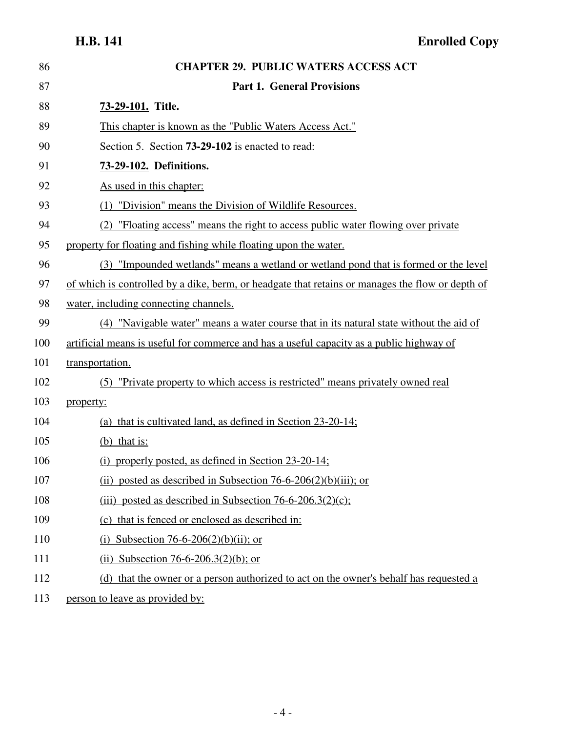## CHAPTER 29. PUBLIC WATERS ACCESS ACT

### Part 1. General Provisions

**73-29-101. Title.**

This chapter is known as the "Public Waters Access Act."

Section 5. Section **73-29-102** is enacted to read:

**73-29-102. Definitions.**

As used in this chapter:

(1) "Division" means the Division of Wildlife Resources.

(2) "Floating access" means the right to access public water flowing over private property for floating and fishing while floating upon the water.

(3) "Impounded wetlands" means a wetland or wetland pond that is formed or the level of which is controlled by a dike, berm, or headgate that retains or manages the flow or depth of water, including connecting channels.

(4) "Navigable water" means a water course that in its natural state without the aid of artificial means is useful for commerce and has a useful capacity as a public highway of transportation.

(5) "Private property to which access is restricted" means privately owned real property:

(a) that is cultivated land, as defined in Section 23-20-14;

(b) that is:

(i) properly posted, as defined in Section 23-20-14;

(ii) posted as described in Subsection 76-6-206(2)(b)(iii); or

(iii) posted as described in Subsection 76-6-206.3(2)(c);

(c) that is fenced or enclosed as described in:

(i) Subsection 76-6-206(2)(b)(ii); or

(ii) Subsection 76-6-206.3(2)(b); or

(d) that the owner or a person authorized to act on the owner's behalf has requested a person to leave as provided by: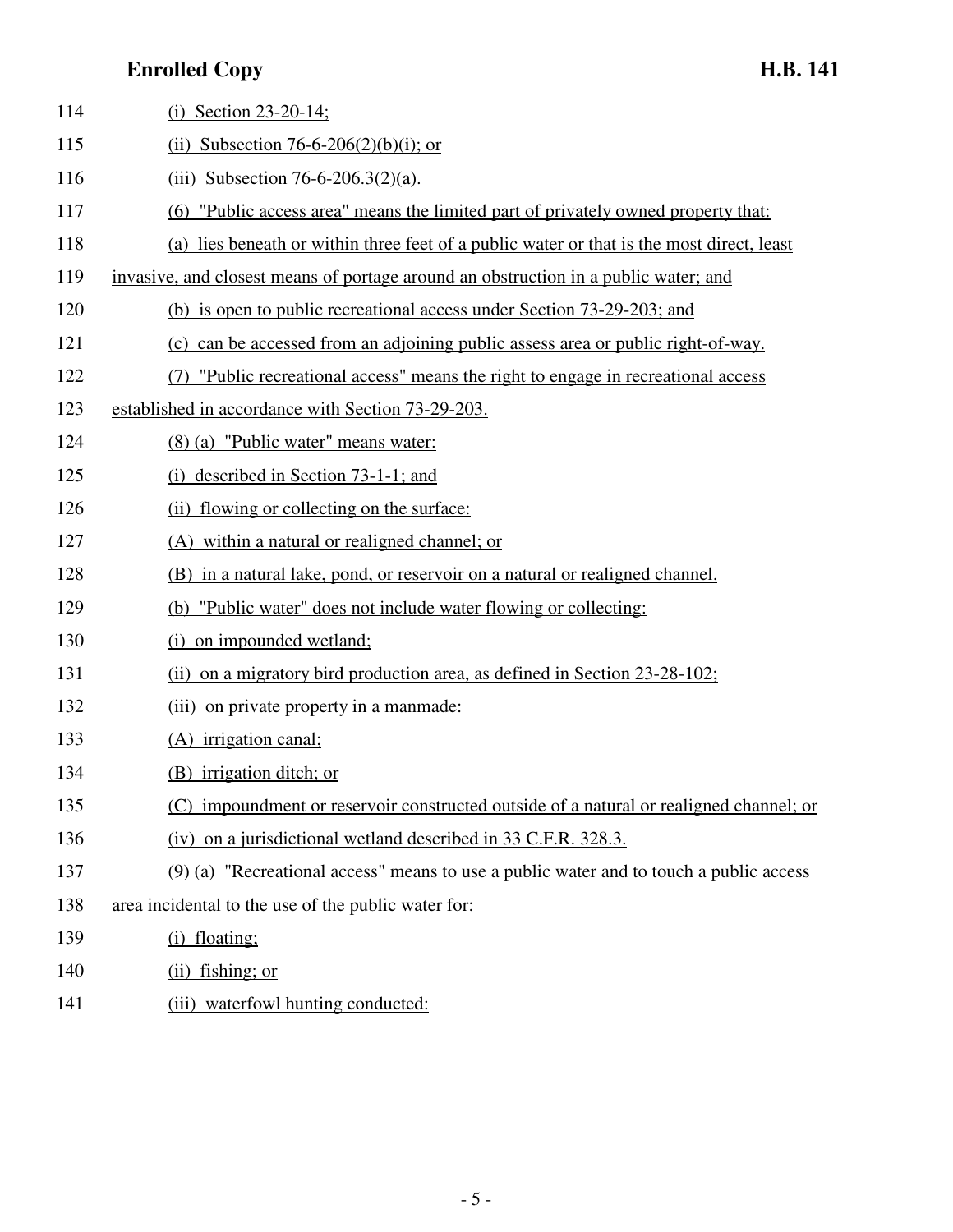(i) Section 23-20-14;

(ii) Subsection 76-6-206(2)(b)(i); or

(iii) Subsection 76-6-206.3(2)(a).

(6) "Public access area" means the limited part of privately owned property that:

(a) lies beneath or within three feet of a public water or that is the most direct, least invasive, and closest means of portage around an obstruction in a public water; and

(b) is open to public recreational access under Section 73-29-203; and

(c) can be accessed from an adjoining public assess area or public right-of-way.

(7) "Public recreational access" means the right to engage in recreational access established in accordance with Section 73-29-203.

(8) (a) "Public water" means water:

(i) described in Section 73-1-1; and

(ii) flowing or collecting on the surface:

(A) within a natural or realigned channel; or

(B) in a natural lake, pond, or reservoir on a natural or realigned channel.

(b) "Public water" does not include water flowing or collecting:

(i) on impounded wetland;

(ii) on a migratory bird production area, as defined in Section 23-28-102;

(iii) on private property in a manmade:

(A) irrigation canal;

(B) irrigation ditch; or

(C) impoundment or reservoir constructed outside of a natural or realigned channel; or

(iv) on a jurisdictional wetland described in 33 C.F.R. 328.3.

(9) (a) "Recreational access" means to use a public water and to touch a public access area incidental to the use of the public water for:

(i) floating;

(ii) fishing; or

(iii) waterfowl hunting conducted: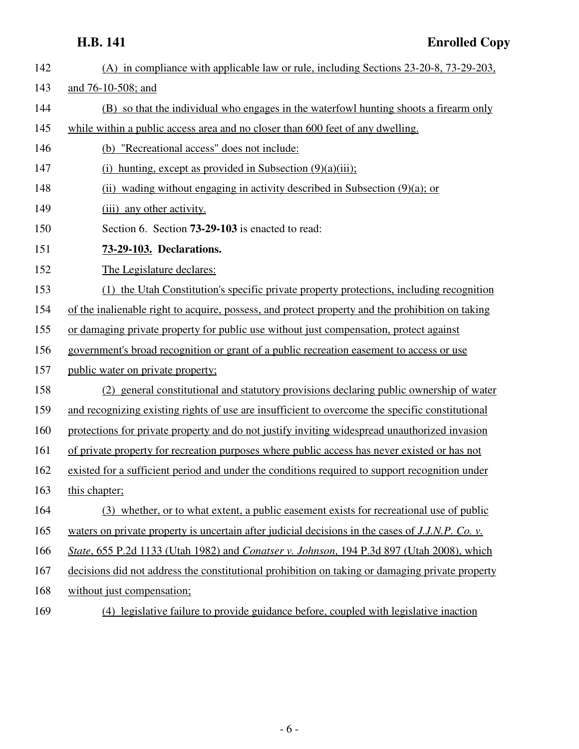(A) in compliance with applicable law or rule, including Sections 23-20-8, 73-29-203, and 76-10-508; and

(B) so that the individual who engages in the waterfowl hunting shoots a firearm only while within a public access area and no closer than 600 feet of any dwelling.

(b) "Recreational access" does not include:

(i) hunting, except as provided in Subsection (9)(a)(iii);

(ii) wading without engaging in activity described in Subsection (9)(a); or

(iii) any other activity.

Section 6. Section **73-29-103** is enacted to read:

**73-29-103. Declarations.**

The Legislature declares:

(1) the Utah Constitution's specific private property protections, including recognition of the inalienable right to acquire, possess, and protect property and the prohibition on taking or damaging private property for public use without just compensation, protect against government's broad recognition or grant of a public recreation easement to access or use public water on private property;

(2) general constitutional and statutory provisions declaring public ownership of water and recognizing existing rights of use are insufficient to overcome the specific constitutional protections for private property and do not justify inviting widespread unauthorized invasion of private property for recreation purposes where public access has never existed or has not existed for a sufficient period and under the conditions required to support recognition under this chapter;

(3) whether, or to what extent, a public easement exists for recreational use of public waters on private property is uncertain after judicial decisions in the cases of *J.J.N.P. Co. v. State*, 655 P.2d 1133 (Utah 1982) and *Conatser v. Johnson*, 194 P.3d 897 (Utah 2008), which decisions did not address the constitutional prohibition on taking or damaging private property without just compensation;

(4) legislative failure to provide guidance before, coupled with legislative inaction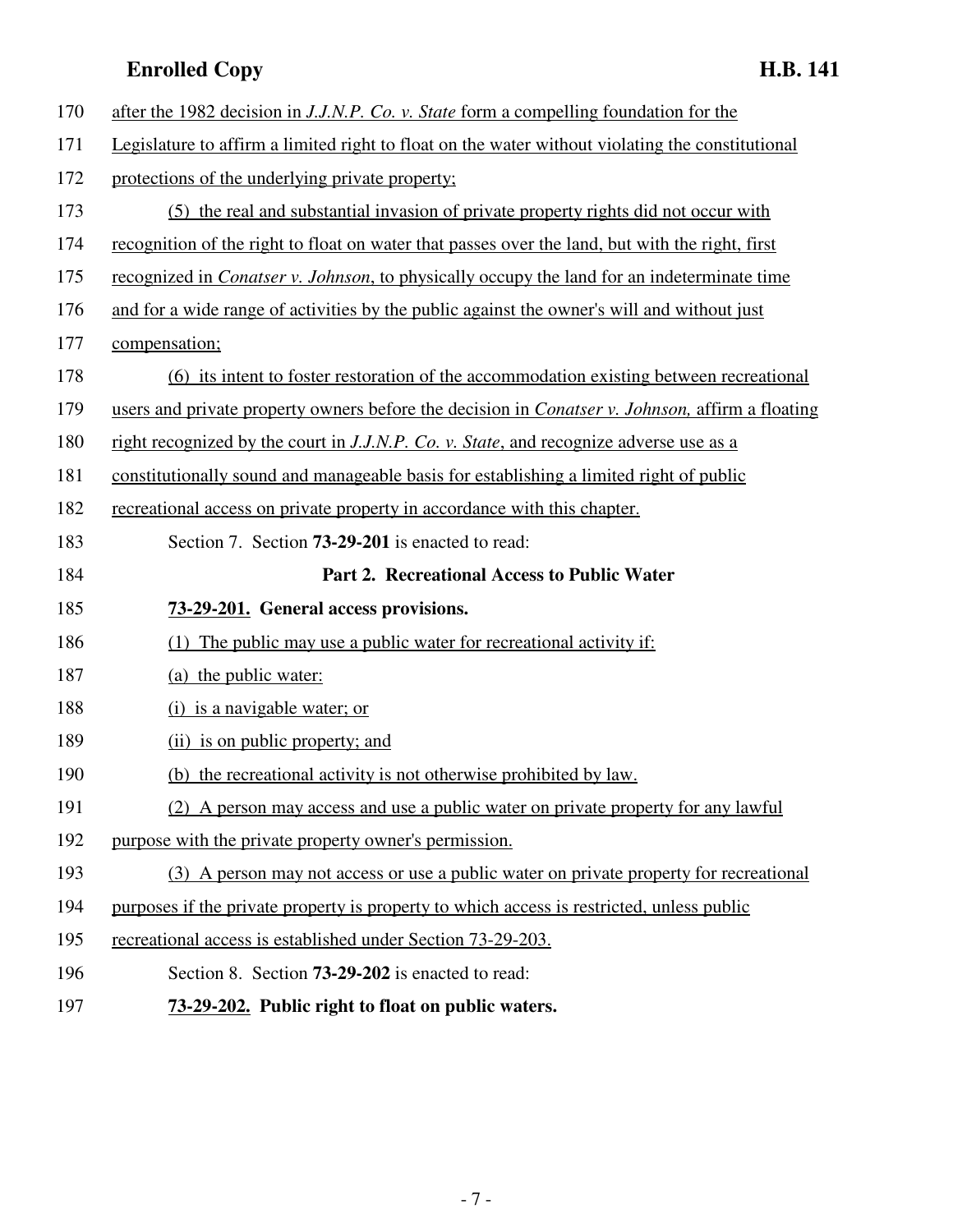after the 1982 decision in *J.J.N.P. Co. v. State* form a compelling foundation for the Legislature to affirm a limited right to float on the water without violating the constitutional protections of the underlying private property;

(5) the real and substantial invasion of private property rights did not occur with recognition of the right to float on water that passes over the land, but with the right, first recognized in *Conatser v. Johnson*, to physically occupy the land for an indeterminate time and for a wide range of activities by the public against the owner's will and without just compensation;

(6) its intent to foster restoration of the accommodation existing between recreational users and private property owners before the decision in *Conatser v. Johnson,* affirm a floating right recognized by the court in *J.J.N.P. Co. v. State*, and recognize adverse use as a constitutionally sound and manageable basis for establishing a limited right of public recreational access on private property in accordance with this chapter.

Section 7. Section **73-29-201** is enacted to read:

## Part 2. Recreational Access to Public Water

**73-29-201. General access provisions.**

(1) The public may use a public water for recreational activity if:

(a) the public water:

(i) is a navigable water; or

(ii) is on public property; and

(b) the recreational activity is not otherwise prohibited by law.

(2) A person may access and use a public water on private property for any lawful purpose with the private property owner's permission.

(3) A person may not access or use a public water on private property for recreational purposes if the private property is property to which access is restricted, unless public recreational access is established under Section 73-29-203.

Section 8. Section **73-29-202** is enacted to read:

**73-29-202. Public right to float on public waters.**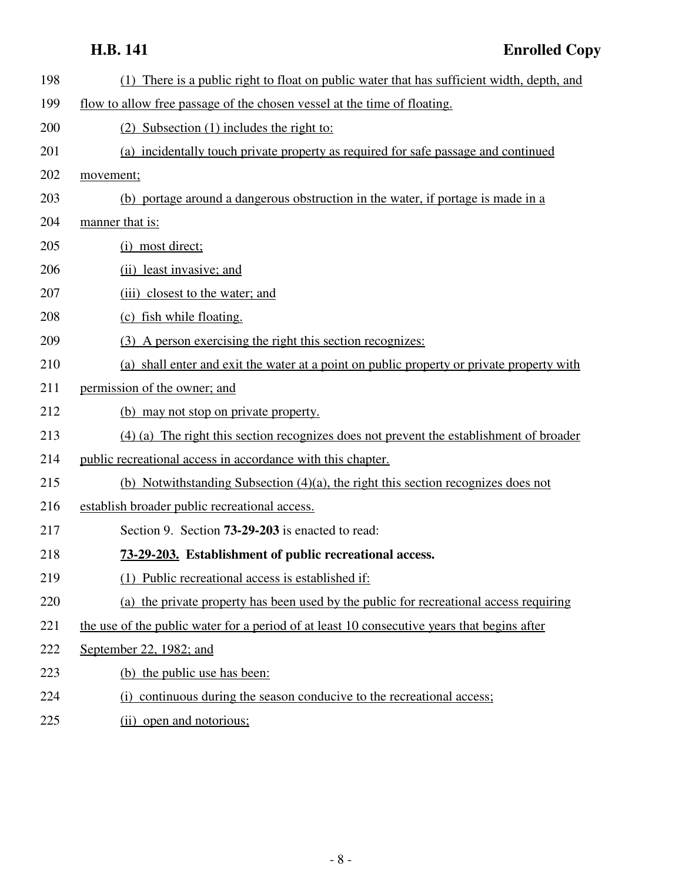(1) There is a public right to float on public water that has sufficient width, depth, and flow to allow free passage of the chosen vessel at the time of floating.

(2) Subsection (1) includes the right to:

(a) incidentally touch private property as required for safe passage and continued movement;

(b) portage around a dangerous obstruction in the water, if portage is made in a manner that is:

(i) most direct;

(ii) least invasive; and

(iii) closest to the water; and

(c) fish while floating.

(3) A person exercising the right this section recognizes:

(a) shall enter and exit the water at a point on public property or private property with permission of the owner; and

(b) may not stop on private property.

(4) (a) The right this section recognizes does not prevent the establishment of broader public recreational access in accordance with this chapter.

(b) Notwithstanding Subsection (4)(a), the right this section recognizes does not establish broader public recreational access.

Section 9. Section **73-29-203** is enacted to read:

**73-29-203. Establishment of public recreational access.**

(1) Public recreational access is established if:

(a) the private property has been used by the public for recreational access requiring the use of the public water for a period of at least 10 consecutive years that begins after September 22, 1982; and

(b) the public use has been:

(i) continuous during the season conducive to the recreational access;

(ii) open and notorious;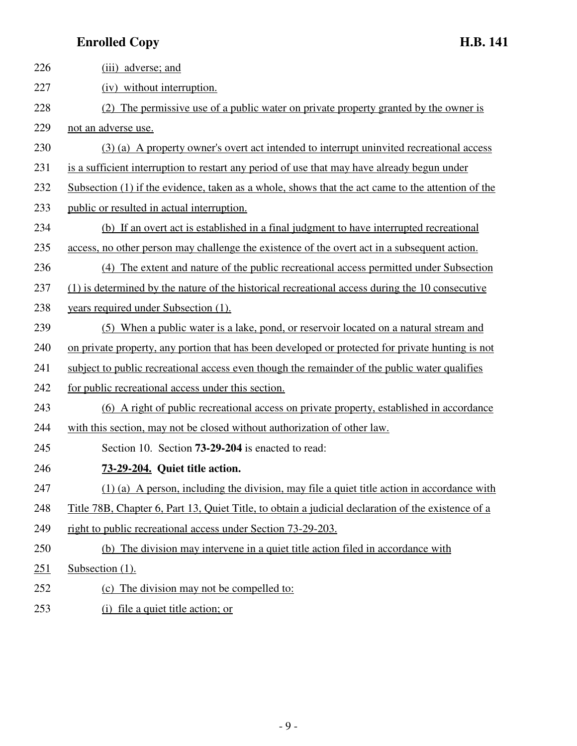(iii) adverse; and

(iv) without interruption.

(2) The permissive use of a public water on private property granted by the owner is not an adverse use.

(3) (a) A property owner's overt act intended to interrupt uninvited recreational access is a sufficient interruption to restart any period of use that may have already begun under Subsection (1) if the evidence, taken as a whole, shows that the act came to the attention of the public or resulted in actual interruption.

(b) If an overt act is established in a final judgment to have interrupted recreational access, no other person may challenge the existence of the overt act in a subsequent action.

(4) The extent and nature of the public recreational access permitted under Subsection (1) is determined by the nature of the historical recreational access during the 10 consecutive years required under Subsection (1).

(5) When a public water is a lake, pond, or reservoir located on a natural stream and on private property, any portion that has been developed or protected for private hunting is not subject to public recreational access even though the remainder of the public water qualifies for public recreational access under this section.

(6) A right of public recreational access on private property, established in accordance with this section, may not be closed without authorization of other law.

Section 10. Section **73-29-204** is enacted to read:

**73-29-204. Quiet title action.**

(1) (a) A person, including the division, may file a quiet title action in accordance with Title 78B, Chapter 6, Part 13, Quiet Title, to obtain a judicial declaration of the existence of a right to public recreational access under Section 73-29-203.

(b) The division may intervene in a quiet title action filed in accordance with Subsection (1).

(c) The division may not be compelled to:

(i) file a quiet title action; or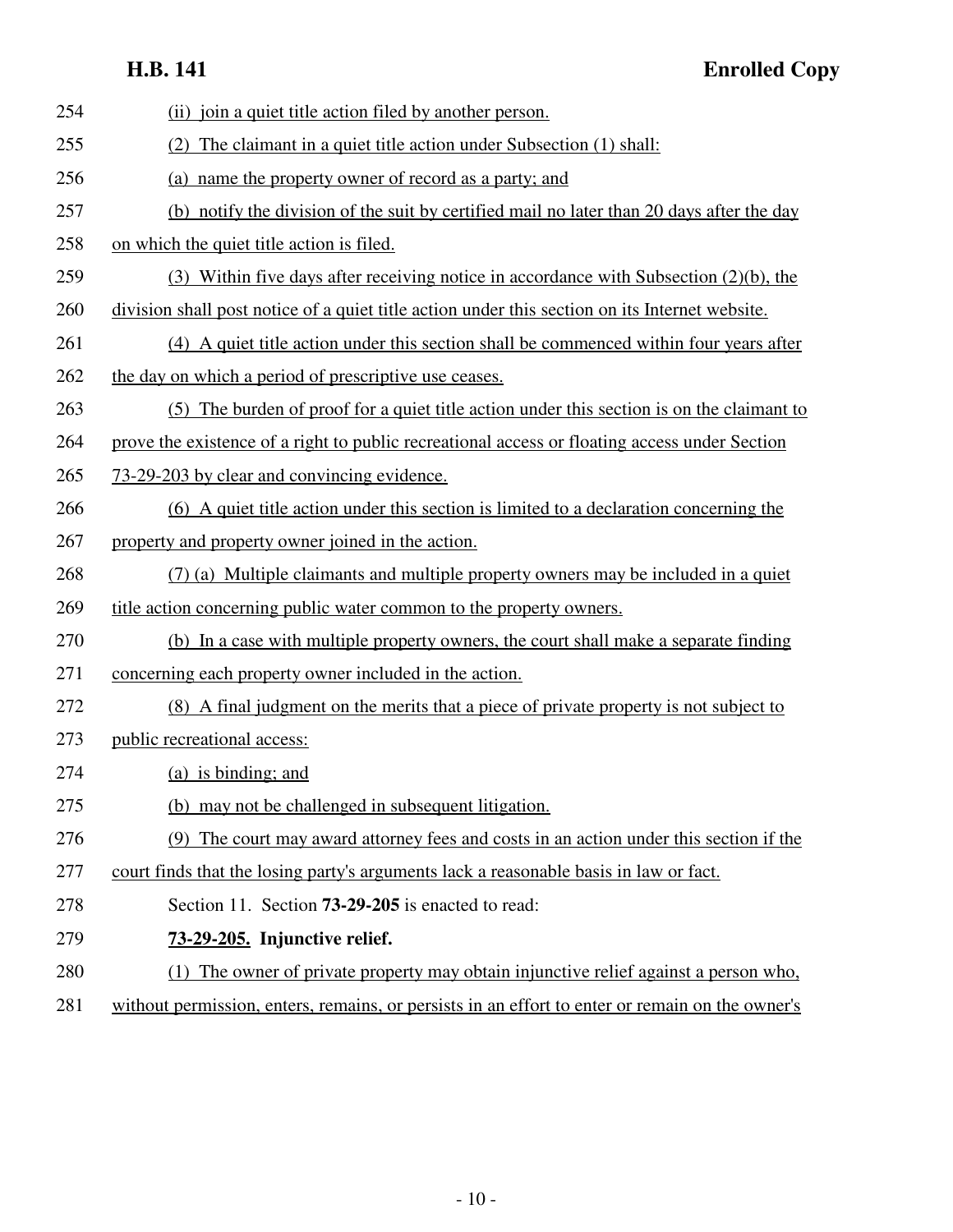(ii) join a quiet title action filed by another person.

(2) The claimant in a quiet title action under Subsection (1) shall:

(a) name the property owner of record as a party; and

(b) notify the division of the suit by certified mail no later than 20 days after the day on which the quiet title action is filed.

(3) Within five days after receiving notice in accordance with Subsection (2)(b), the division shall post notice of a quiet title action under this section on its Internet website.

(4) A quiet title action under this section shall be commenced within four years after the day on which a period of prescriptive use ceases.

(5) The burden of proof for a quiet title action under this section is on the claimant to prove the existence of a right to public recreational access or floating access under Section 73-29-203 by clear and convincing evidence.

(6) A quiet title action under this section is limited to a declaration concerning the property and property owner joined in the action.

(7) (a) Multiple claimants and multiple property owners may be included in a quiet title action concerning public water common to the property owners.

(b) In a case with multiple property owners, the court shall make a separate finding concerning each property owner included in the action.

(8) A final judgment on the merits that a piece of private property is not subject to public recreational access:

(a) is binding; and

(b) may not be challenged in subsequent litigation.

(9) The court may award attorney fees and costs in an action under this section if the court finds that the losing party's arguments lack a reasonable basis in law or fact.

Section 11. Section **73-29-205** is enacted to read:

**73-29-205. Injunctive relief.**

(1) The owner of private property may obtain injunctive relief against a person who, without permission, enters, remains, or persists in an effort to enter or remain on the owner's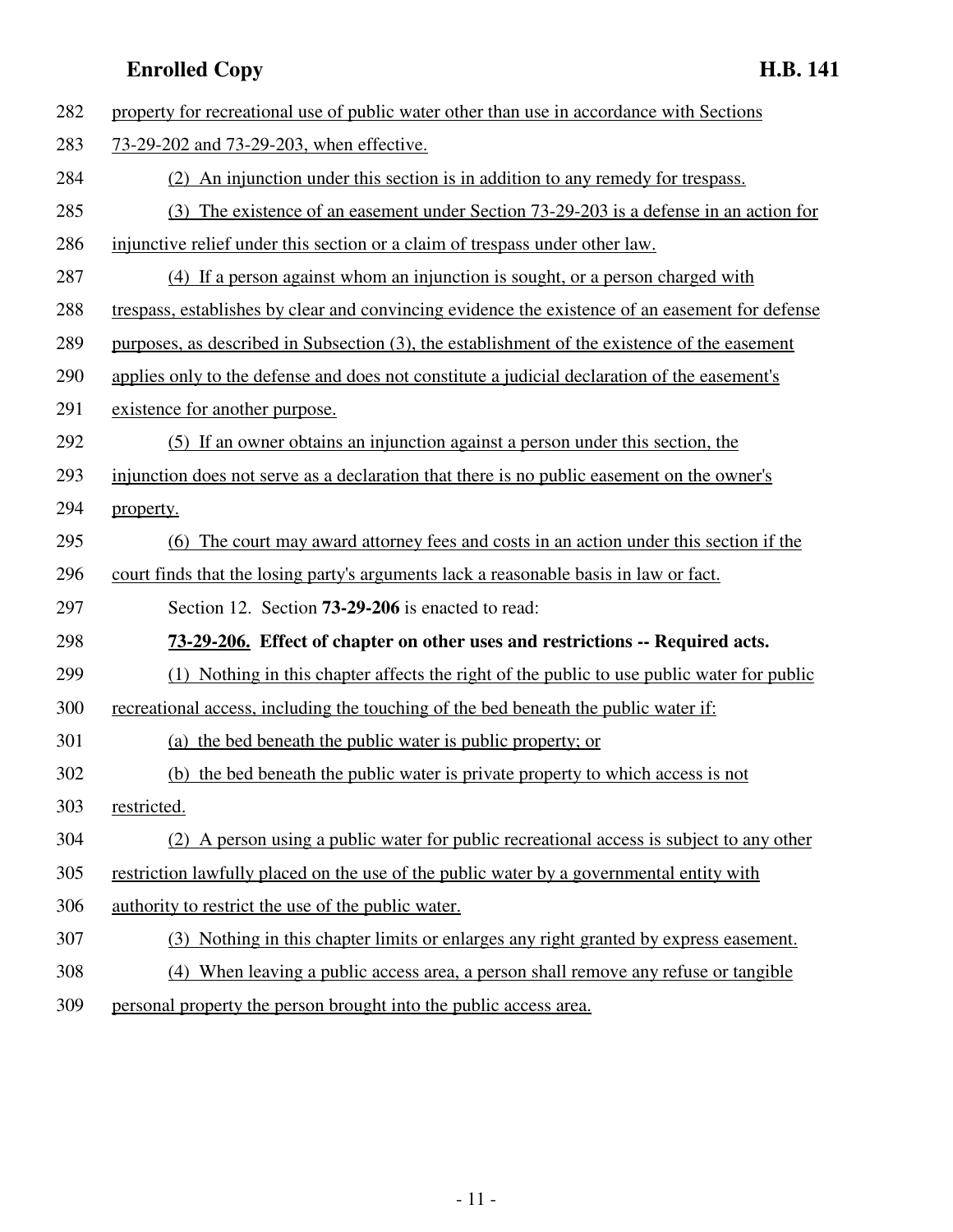property for recreational use of public water other than use in accordance with Sections 73-29-202 and 73-29-203, when effective.

(2) An injunction under this section is in addition to any remedy for trespass.

(3) The existence of an easement under Section 73-29-203 is a defense in an action for injunctive relief under this section or a claim of trespass under other law.

(4) If a person against whom an injunction is sought, or a person charged with trespass, establishes by clear and convincing evidence the existence of an easement for defense purposes, as described in Subsection (3), the establishment of the existence of the easement applies only to the defense and does not constitute a judicial declaration of the easement's existence for another purpose.

(5) If an owner obtains an injunction against a person under this section, the injunction does not serve as a declaration that there is no public easement on the owner's property.

(6) The court may award attorney fees and costs in an action under this section if the court finds that the losing party's arguments lack a reasonable basis in law or fact.

Section 12. Section **73-29-206** is enacted to read:

**73-29-206. Effect of chapter on other uses and restrictions -- Required acts.**

(1) Nothing in this chapter affects the right of the public to use public water for public recreational access, including the touching of the bed beneath the public water if:

(a) the bed beneath the public water is public property; or

(b) the bed beneath the public water is private property to which access is not restricted.

(2) A person using a public water for public recreational access is subject to any other restriction lawfully placed on the use of the public water by a governmental entity with authority to restrict the use of the public water.

(3) Nothing in this chapter limits or enlarges any right granted by express easement.

(4) When leaving a public access area, a person shall remove any refuse or tangible personal property the person brought into the public access area.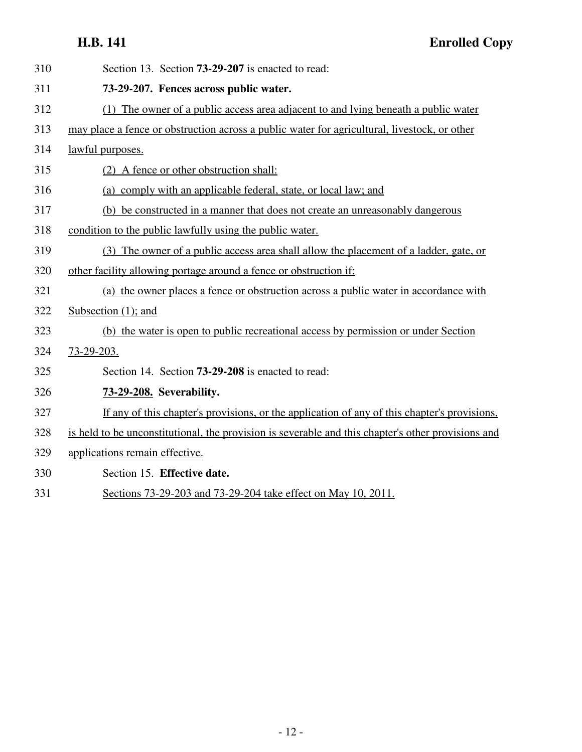Section 13. Section **73-29-207** is enacted to read:

**73-29-207. Fences across public water.**

(1) The owner of a public access area adjacent to and lying beneath a public water may place a fence or obstruction across a public water for agricultural, livestock, or other lawful purposes.

(2) A fence or other obstruction shall:

(a) comply with an applicable federal, state, or local law; and

(b) be constructed in a manner that does not create an unreasonably dangerous condition to the public lawfully using the public water.

(3) The owner of a public access area shall allow the placement of a ladder, gate, or other facility allowing portage around a fence or obstruction if:

(a) the owner places a fence or obstruction across a public water in accordance with Subsection (1); and

(b) the water is open to public recreational access by permission or under Section 73-29-203.

Section 14. Section **73-29-208** is enacted to read:

**73-29-208. Severability.**

If any of this chapter's provisions, or the application of any of this chapter's provisions, is held to be unconstitutional, the provision is severable and this chapter's other provisions and applications remain effective.

Section 15. **Effective date.**

Sections 73-29-203 and 73-29-204 take effect on May 10, 2011.